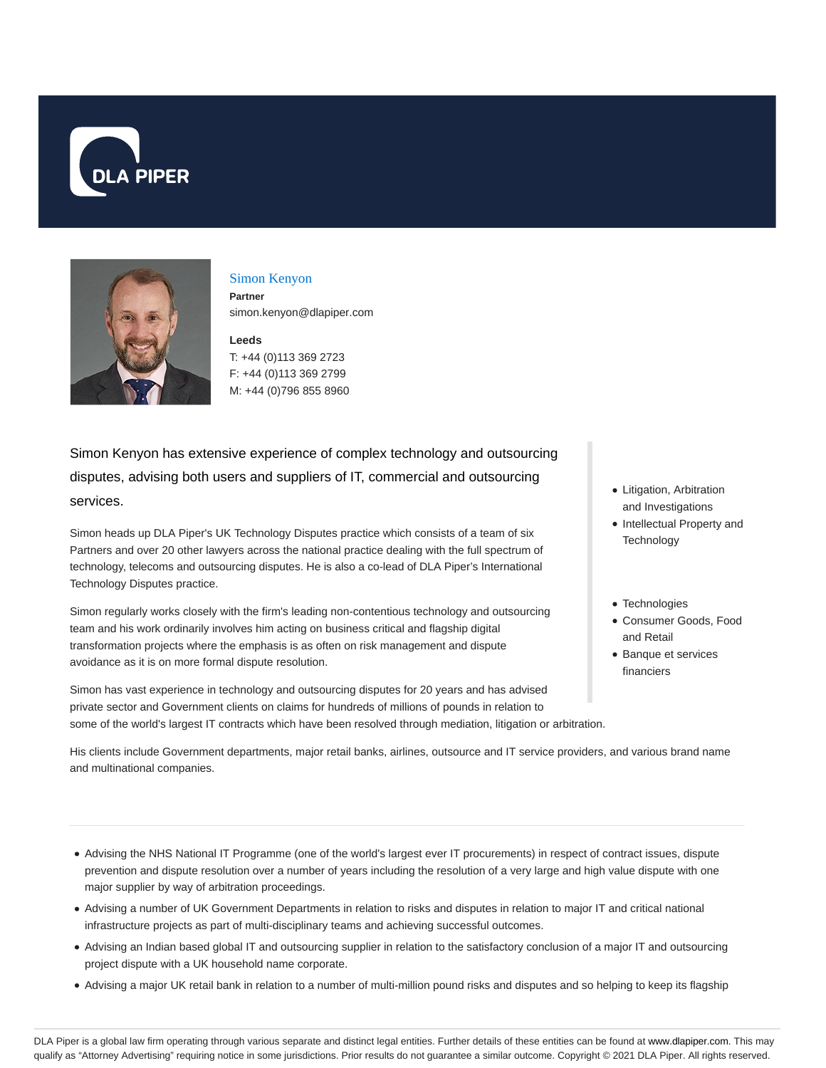# Simon Kenyon

**Partner**

simon.kenyon@dlapiper.com

**Leeds**

T: +44 (0)113 369 2723
F: +44 (0)113 369 2799
M: +44 (0)796 855 8960

- Litigation, Arbitration and Investigations
- Intellectual Property and Technology

- Technologies
- Consumer Goods, Food and Retail
- Banque et services financiers

Simon Kenyon has extensive experience of complex technology and outsourcing disputes, advising both users and suppliers of IT, commercial and outsourcing services.

Simon heads up DLA Piper's UK Technology Disputes practice which consists of a team of six Partners and over 20 other lawyers across the national practice dealing with the full spectrum of technology, telecoms and outsourcing disputes. He is also a co-lead of DLA Piper's International Technology Disputes practice.

Simon regularly works closely with the firm's leading non-contentious technology and outsourcing team and his work ordinarily involves him acting on business critical and flagship digital transformation projects where the emphasis is as often on risk management and dispute avoidance as it is on more formal dispute resolution.

Simon has vast experience in technology and outsourcing disputes for 20 years and has advised private sector and Government clients on claims for hundreds of millions of pounds in relation to some of the world's largest IT contracts which have been resolved through mediation, litigation or arbitration.

His clients include Government departments, major retail banks, airlines, outsource and IT service providers, and various brand name and multinational companies.

---

- Advising the NHS National IT Programme (one of the world's largest ever IT procurements) in respect of contract issues, dispute prevention and dispute resolution over a number of years including the resolution of a very large and high value dispute with one major supplier by way of arbitration proceedings.
- Advising a number of UK Government Departments in relation to risks and disputes in relation to major IT and critical national infrastructure projects as part of multi-disciplinary teams and achieving successful outcomes.
- Advising an Indian based global IT and outsourcing supplier in relation to the satisfactory conclusion of a major IT and outsourcing project dispute with a UK household name corporate.
- Advising a major UK retail bank in relation to a number of multi-million pound risks and disputes and so helping to keep its flagship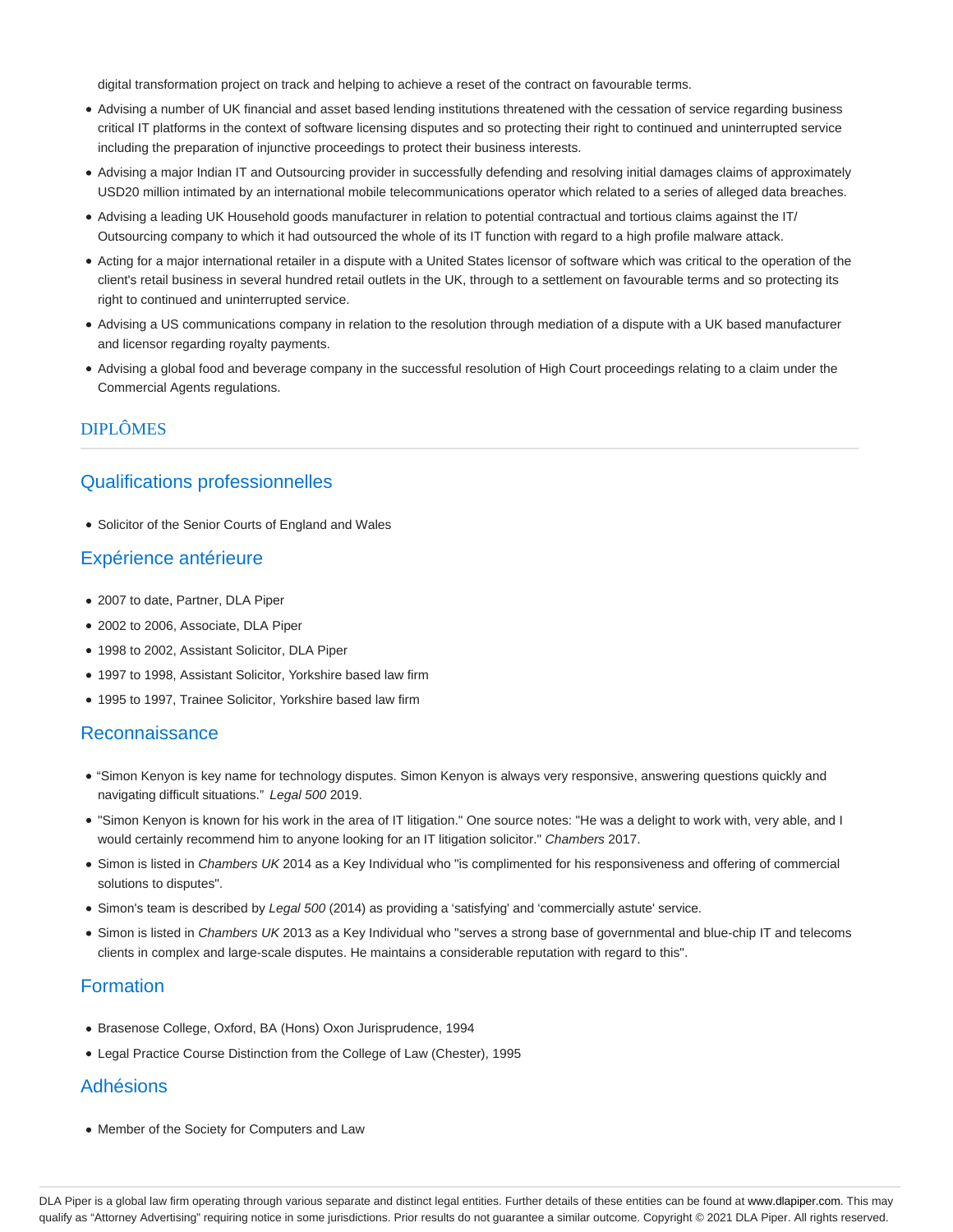digital transformation project on track and helping to achieve a reset of the contract on favourable terms.

- Advising a number of UK financial and asset based lending institutions threatened with the cessation of service regarding business critical IT platforms in the context of software licensing disputes and so protecting their right to continued and uninterrupted service including the preparation of injunctive proceedings to protect their business interests.
- Advising a major Indian IT and Outsourcing provider in successfully defending and resolving initial damages claims of approximately USD20 million intimated by an international mobile telecommunications operator which related to a series of alleged data breaches.
- Advising a leading UK Household goods manufacturer in relation to potential contractual and tortious claims against the IT/ Outsourcing company to which it had outsourced the whole of its IT function with regard to a high profile malware attack.
- Acting for a major international retailer in a dispute with a United States licensor of software which was critical to the operation of the client's retail business in several hundred retail outlets in the UK, through to a settlement on favourable terms and so protecting its right to continued and uninterrupted service.
- Advising a US communications company in relation to the resolution through mediation of a dispute with a UK based manufacturer and licensor regarding royalty payments.
- Advising a global food and beverage company in the successful resolution of High Court proceedings relating to a claim under the Commercial Agents regulations.

## DIPLÔMES

### Qualifications professionnelles

- Solicitor of the Senior Courts of England and Wales

### Expérience antérieure

- 2007 to date, Partner, DLA Piper
- 2002 to 2006, Associate, DLA Piper
- 1998 to 2002, Assistant Solicitor, DLA Piper
- 1997 to 1998, Assistant Solicitor, Yorkshire based law firm
- 1995 to 1997, Trainee Solicitor, Yorkshire based law firm

### Reconnaissance

- “Simon Kenyon is key name for technology disputes. Simon Kenyon is always very responsive, answering questions quickly and navigating difficult situations.” *Legal 500* 2019.
- "Simon Kenyon is known for his work in the area of IT litigation." One source notes: "He was a delight to work with, very able, and I would certainly recommend him to anyone looking for an IT litigation solicitor." *Chambers* 2017.
- Simon is listed in *Chambers UK* 2014 as a Key Individual who "is complimented for his responsiveness and offering of commercial solutions to disputes".
- Simon's team is described by *Legal 500* (2014) as providing a ‘satisfying' and ‘commercially astute' service.
- Simon is listed in *Chambers UK* 2013 as a Key Individual who "serves a strong base of governmental and blue-chip IT and telecoms clients in complex and large-scale disputes. He maintains a considerable reputation with regard to this".

### Formation

- Brasenose College, Oxford, BA (Hons) Oxon Jurisprudence, 1994
- Legal Practice Course Distinction from the College of Law (Chester), 1995

### Adhésions

- Member of the Society for Computers and Law

DLA Piper is a global law firm operating through various separate and distinct legal entities. Further details of these entities can be found at www.dlapiper.com. This may qualify as “Attorney Advertising” requiring notice in some jurisdictions. Prior results do not guarantee a similar outcome. Copyright © 2021 DLA Piper. All rights reserved.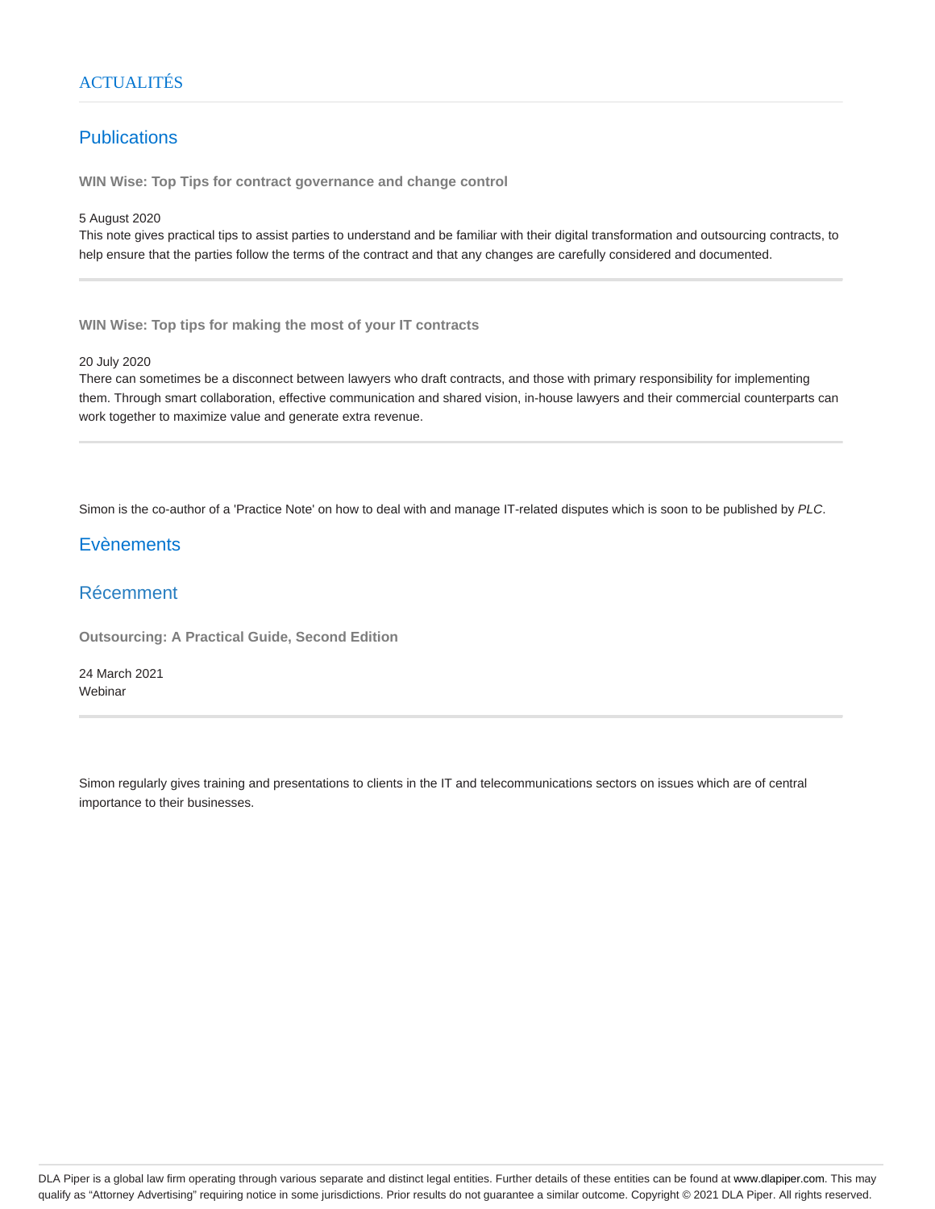# ACTUALITÉS

## Publications

**WIN Wise: Top Tips for contract governance and change control**

5 August 2020

This note gives practical tips to assist parties to understand and be familiar with their digital transformation and outsourcing contracts, to help ensure that the parties follow the terms of the contract and that any changes are carefully considered and documented.

**WIN Wise: Top tips for making the most of your IT contracts**

20 July 2020

There can sometimes be a disconnect between lawyers who draft contracts, and those with primary responsibility for implementing them. Through smart collaboration, effective communication and shared vision, in-house lawyers and their commercial counterparts can work together to maximize value and generate extra revenue.

Simon is the co-author of a 'Practice Note' on how to deal with and manage IT-related disputes which is soon to be published by *PLC*.

## Evènements

## Récemment

**Outsourcing: A Practical Guide, Second Edition**

24 March 2021

Webinar

Simon regularly gives training and presentations to clients in the IT and telecommunications sectors on issues which are of central importance to their businesses.

DLA Piper is a global law firm operating through various separate and distinct legal entities. Further details of these entities can be found at www.dlapiper.com. This may qualify as "Attorney Advertising" requiring notice in some jurisdictions. Prior results do not guarantee a similar outcome. Copyright © 2021 DLA Piper. All rights reserved.